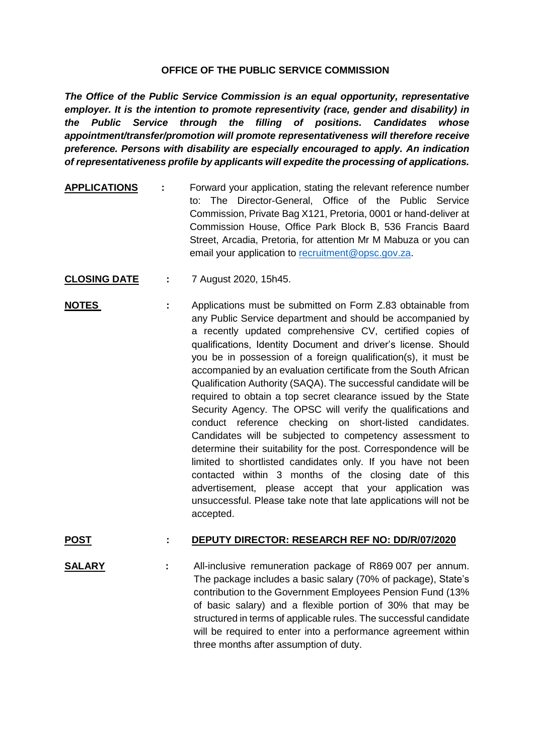# OFFICE OF THE PUBLIC SERVICE COMMISSION

***The Office of the Public Service Commission is an equal opportunity, representative employer. It is the intention to promote representivity (race, gender and disability) in the Public Service through the filling of positions. Candidates whose appointment/transfer/promotion will promote representativeness will therefore receive preference. Persons with disability are especially encouraged to apply. An indication of representativeness profile by applicants will expedite the processing of applications.***

**APPLICATIONS** : Forward your application, stating the relevant reference number to: The Director-General, Office of the Public Service Commission, Private Bag X121, Pretoria, 0001 or hand-deliver at Commission House, Office Park Block B, 536 Francis Baard Street, Arcadia, Pretoria, for attention Mr M Mabuza or you can email your application to recruitment@opsc.gov.za.

**CLOSING DATE** : 7 August 2020, 15h45.

**NOTES** : Applications must be submitted on Form Z.83 obtainable from any Public Service department and should be accompanied by a recently updated comprehensive CV, certified copies of qualifications, Identity Document and driver's license. Should you be in possession of a foreign qualification(s), it must be accompanied by an evaluation certificate from the South African Qualification Authority (SAQA). The successful candidate will be required to obtain a top secret clearance issued by the State Security Agency. The OPSC will verify the qualifications and conduct reference checking on short-listed candidates. Candidates will be subjected to competency assessment to determine their suitability for the post. Correspondence will be limited to shortlisted candidates only. If you have not been contacted within 3 months of the closing date of this advertisement, please accept that your application was unsuccessful. Please take note that late applications will not be accepted.

**POST** : **DEPUTY DIRECTOR: RESEARCH REF NO: DD/R/07/2020**

**SALARY** : All-inclusive remuneration package of R869 007 per annum. The package includes a basic salary (70% of package), State's contribution to the Government Employees Pension Fund (13% of basic salary) and a flexible portion of 30% that may be structured in terms of applicable rules. The successful candidate will be required to enter into a performance agreement within three months after assumption of duty.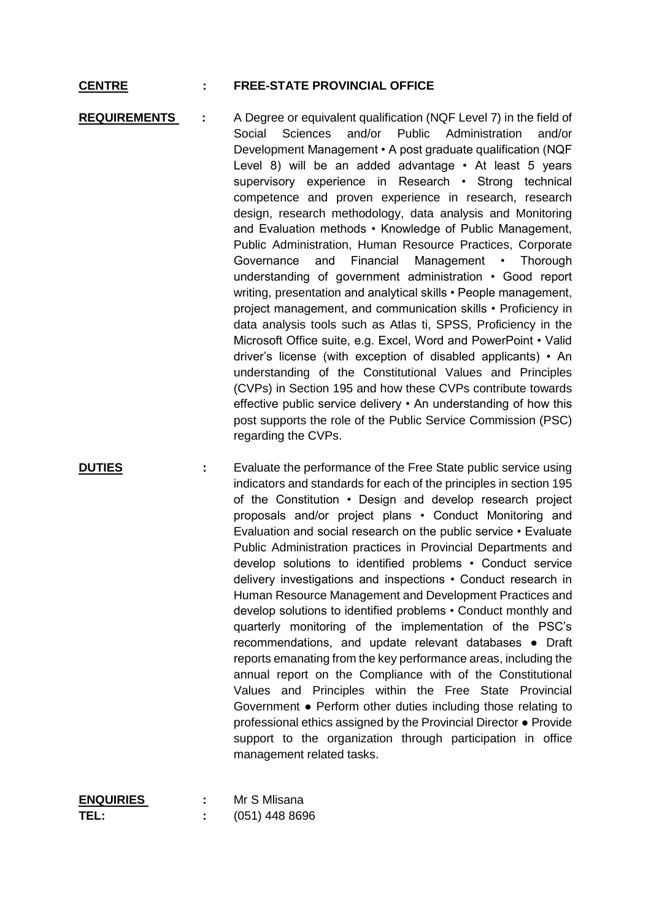**CENTRE** : **FREE-STATE PROVINCIAL OFFICE**

**REQUIREMENTS** : A Degree or equivalent qualification (NQF Level 7) in the field of Social Sciences and/or Public Administration and/or Development Management • A post graduate qualification (NQF Level 8) will be an added advantage • At least 5 years supervisory experience in Research • Strong technical competence and proven experience in research, research design, research methodology, data analysis and Monitoring and Evaluation methods • Knowledge of Public Management, Public Administration, Human Resource Practices, Corporate Governance and Financial Management • Thorough understanding of government administration • Good report writing, presentation and analytical skills • People management, project management, and communication skills • Proficiency in data analysis tools such as Atlas ti, SPSS, Proficiency in the Microsoft Office suite, e.g. Excel, Word and PowerPoint • Valid driver's license (with exception of disabled applicants) • An understanding of the Constitutional Values and Principles (CVPs) in Section 195 and how these CVPs contribute towards effective public service delivery • An understanding of how this post supports the role of the Public Service Commission (PSC) regarding the CVPs.

**DUTIES** : Evaluate the performance of the Free State public service using indicators and standards for each of the principles in section 195 of the Constitution • Design and develop research project proposals and/or project plans • Conduct Monitoring and Evaluation and social research on the public service • Evaluate Public Administration practices in Provincial Departments and develop solutions to identified problems • Conduct service delivery investigations and inspections • Conduct research in Human Resource Management and Development Practices and develop solutions to identified problems • Conduct monthly and quarterly monitoring of the implementation of the PSC's recommendations, and update relevant databases ● Draft reports emanating from the key performance areas, including the annual report on the Compliance with of the Constitutional Values and Principles within the Free State Provincial Government ● Perform other duties including those relating to professional ethics assigned by the Provincial Director ● Provide support to the organization through participation in office management related tasks.

**ENQUIRIES** : Mr S Mlisana
**TEL:** : (051) 448 8696